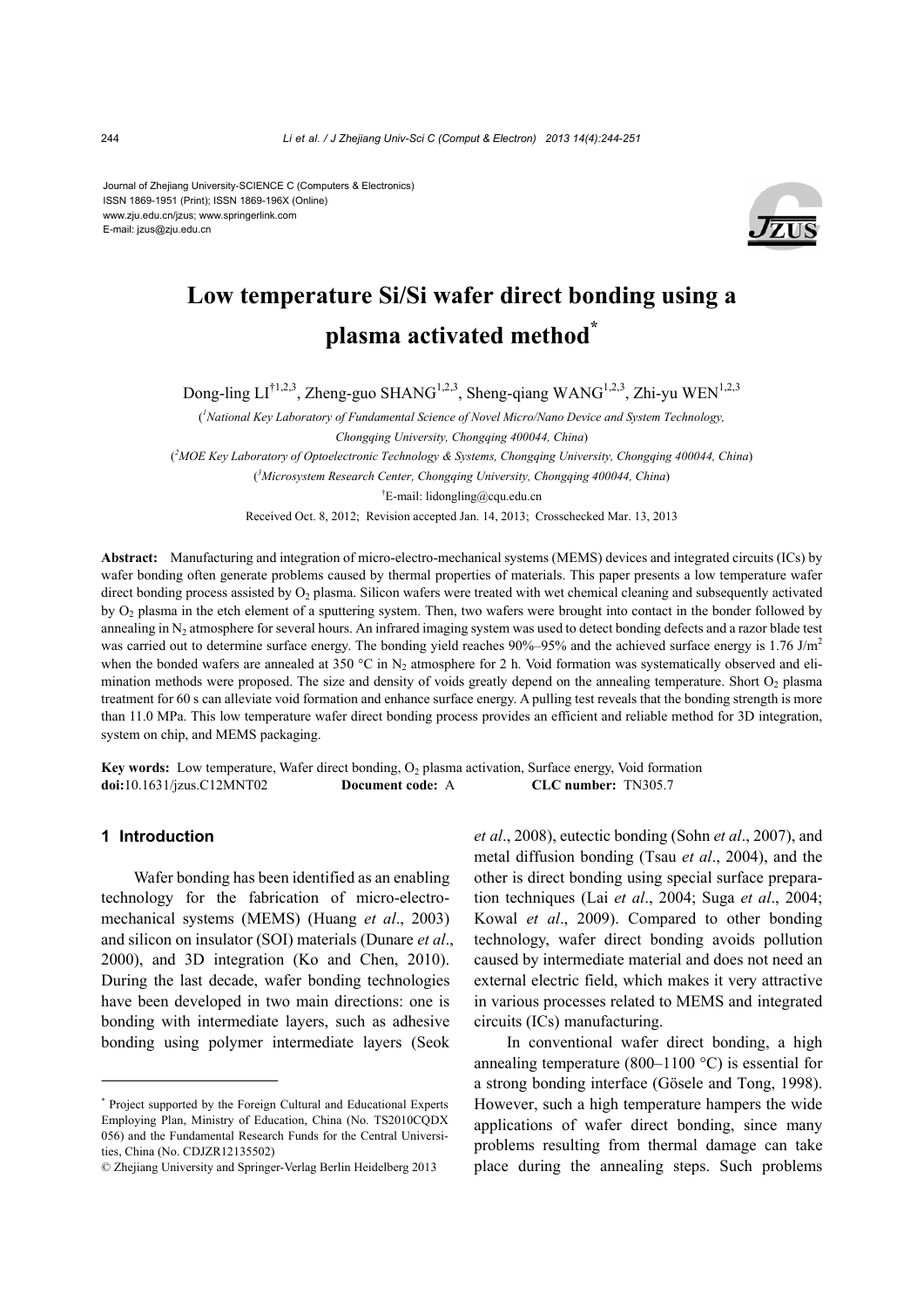Journal of Zhejiang University-SCIENCE C (Computers & Electronics)
ISSN 1869-1951 (Print); ISSN 1869-196X (Online)
www.zju.edu.cn/jzus; www.springerlink.com
E-mail: jzus@zju.edu.cn

# Low temperature Si/Si wafer direct bonding using a plasma activated method*

Dong-ling LI[†1,2,3], Zheng-guo SHANG[1,2,3], Sheng-qiang WANG[1,2,3], Zhi-yu WEN[1,2,3]

([1]National Key Laboratory of Fundamental Science of Novel Micro/Nano Device and System Technology, Chongqing University, Chongqing 400044, China)

([2]MOE Key Laboratory of Optoelectronic Technology & Systems, Chongqing University, Chongqing 400044, China)

([3]Microsystem Research Center, Chongqing University, Chongqing 400044, China)

[†]E-mail: lidongling@cqu.edu.cn

Received Oct. 8, 2012; Revision accepted Jan. 14, 2013; Crosschecked Mar. 13, 2013

**Abstract:** Manufacturing and integration of micro-electro-mechanical systems (MEMS) devices and integrated circuits (ICs) by wafer bonding often generate problems caused by thermal properties of materials. This paper presents a low temperature wafer direct bonding process assisted by $O_2$ plasma. Silicon wafers were treated with wet chemical cleaning and subsequently activated by $O_2$ plasma in the etch element of a sputtering system. Then, two wafers were brought into contact in the bonder followed by annealing in $N_2$ atmosphere for several hours. An infrared imaging system was used to detect bonding defects and a razor blade test was carried out to determine surface energy. The bonding yield reaches 90%–95% and the achieved surface energy is 1.76 J/m$^2$ when the bonded wafers are annealed at 350 °C in $N_2$ atmosphere for 2 h. Void formation was systematically observed and elimination methods were proposed. The size and density of voids greatly depend on the annealing temperature. Short $O_2$ plasma treatment for 60 s can alleviate void formation and enhance surface energy. A pulling test reveals that the bonding strength is more than 11.0 MPa. This low temperature wafer direct bonding process provides an efficient and reliable method for 3D integration, system on chip, and MEMS packaging.

**Key words:** Low temperature, Wafer direct bonding, $O_2$ plasma activation, Surface energy, Void formation

**doi:**10.1631/jzus.C12MNT02 **Document code:** A **CLC number:** TN305.7

## 1 Introduction

Wafer bonding has been identified as an enabling technology for the fabrication of micro-electro-mechanical systems (MEMS) (Huang *et al*., 2003) and silicon on insulator (SOI) materials (Dunare *et al*., 2000), and 3D integration (Ko and Chen, 2010). During the last decade, wafer bonding technologies have been developed in two main directions: one is bonding with intermediate layers, such as adhesive bonding using polymer intermediate layers (Seok *et al*., 2008), eutectic bonding (Sohn *et al*., 2007), and metal diffusion bonding (Tsau *et al*., 2004), and the other is direct bonding using special surface preparation techniques (Lai *et al*., 2004; Suga *et al*., 2004; Kowal *et al*., 2009). Compared to other bonding technology, wafer direct bonding avoids pollution caused by intermediate material and does not need an external electric field, which makes it very attractive in various processes related to MEMS and integrated circuits (ICs) manufacturing.

In conventional wafer direct bonding, a high annealing temperature (800–1100 °C) is essential for a strong bonding interface (Gösele and Tong, 1998). However, such a high temperature hampers the wide applications of wafer direct bonding, since many problems resulting from thermal damage can take place during the annealing steps. Such problems

---

* Project supported by the Foreign Cultural and Educational Experts Employing Plan, Ministry of Education, China (No. TS2010CQDX 056) and the Fundamental Research Funds for the Central Universities, China (No. CDJZR12135502)

© Zhejiang University and Springer-Verlag Berlin Heidelberg 2013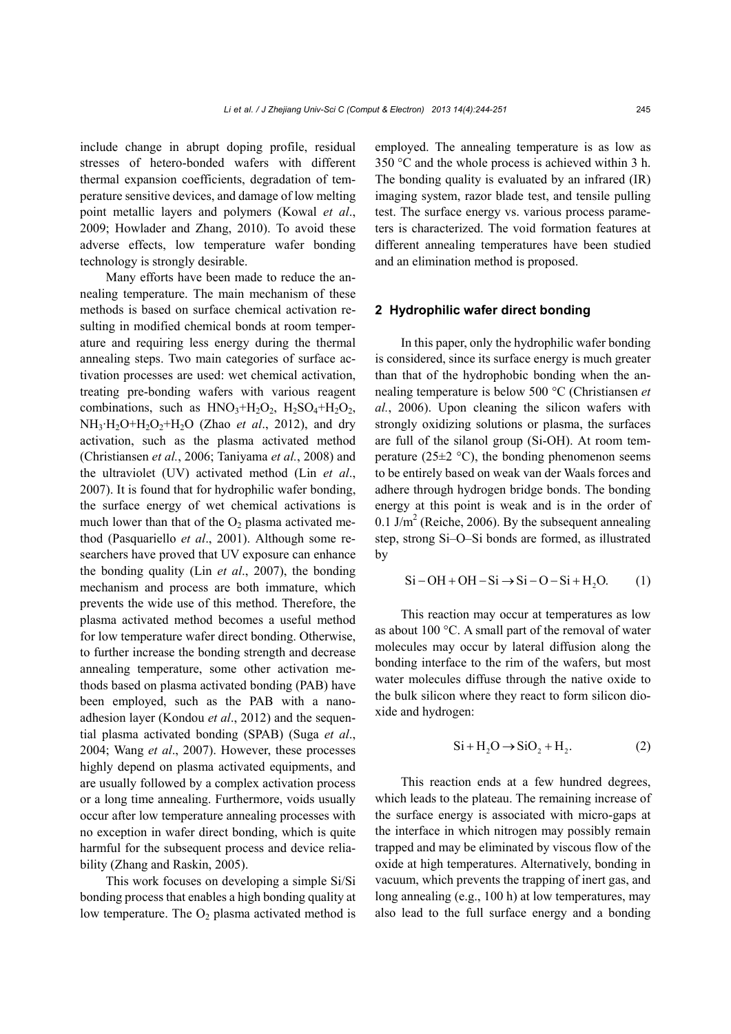include change in abrupt doping profile, residual stresses of hetero-bonded wafers with different thermal expansion coefficients, degradation of temperature sensitive devices, and damage of low melting point metallic layers and polymers (Kowal *et al*., 2009; Howlader and Zhang, 2010). To avoid these adverse effects, low temperature wafer bonding technology is strongly desirable.

Many efforts have been made to reduce the annealing temperature. The main mechanism of these methods is based on surface chemical activation resulting in modified chemical bonds at room temperature and requiring less energy during the thermal annealing steps. Two main categories of surface activation processes are used: wet chemical activation, treating pre-bonding wafers with various reagent combinations, such as $HNO_3$+$H_2O_2$, $H_2SO_4$+$H_2O_2$, $NH_3{\cdot}H_2O$+$H_2O_2$+$H_2O$ (Zhao *et al*., 2012), and dry activation, such as the plasma activated method (Christiansen *et al.*, 2006; Taniyama *et al.*, 2008) and the ultraviolet (UV) activated method (Lin *et al*., 2007). It is found that for hydrophilic wafer bonding, the surface energy of wet chemical activations is much lower than that of the $O_2$ plasma activated method (Pasquariello *et al*., 2001). Although some researchers have proved that UV exposure can enhance the bonding quality (Lin *et al*., 2007), the bonding mechanism and process are both immature, which prevents the wide use of this method. Therefore, the plasma activated method becomes a useful method for low temperature wafer direct bonding. Otherwise, to further increase the bonding strength and decrease annealing temperature, some other activation methods based on plasma activated bonding (PAB) have been employed, such as the PAB with a nano-adhesion layer (Kondou *et al*., 2012) and the sequential plasma activated bonding (SPAB) (Suga *et al*., 2004; Wang *et al*., 2007). However, these processes highly depend on plasma activated equipments, and are usually followed by a complex activation process or a long time annealing. Furthermore, voids usually occur after low temperature annealing processes with no exception in wafer direct bonding, which is quite harmful for the subsequent process and device reliability (Zhang and Raskin, 2005).

This work focuses on developing a simple Si/Si bonding process that enables a high bonding quality at low temperature. The $O_2$ plasma activated method is employed. The annealing temperature is as low as 350 °C and the whole process is achieved within 3 h. The bonding quality is evaluated by an infrared (IR) imaging system, razor blade test, and tensile pulling test. The surface energy vs. various process parameters is characterized. The void formation features at different annealing temperatures have been studied and an elimination method is proposed.

## 2 Hydrophilic wafer direct bonding

In this paper, only the hydrophilic wafer bonding is considered, since its surface energy is much greater than that of the hydrophobic bonding when the annealing temperature is below 500 °C (Christiansen *et al.*, 2006). Upon cleaning the silicon wafers with strongly oxidizing solutions or plasma, the surfaces are full of the silanol group (Si-OH). At room temperature (25±2 °C), the bonding phenomenon seems to be entirely based on weak van der Waals forces and adhere through hydrogen bridge bonds. The bonding energy at this point is weak and is in the order of 0.1 $J/m^2$ (Reiche, 2006). By the subsequent annealing step, strong Si–O–Si bonds are formed, as illustrated by

$$\mathrm{Si-OH+OH-Si \rightarrow Si-O-Si+H_2O.} \tag{1}$$

This reaction may occur at temperatures as low as about 100 °C. A small part of the removal of water molecules may occur by lateral diffusion along the bonding interface to the rim of the wafers, but most water molecules diffuse through the native oxide to the bulk silicon where they react to form silicon dioxide and hydrogen:

$$\mathrm{Si+H_2O \rightarrow SiO_2+H_2.} \tag{2}$$

This reaction ends at a few hundred degrees, which leads to the plateau. The remaining increase of the surface energy is associated with micro-gaps at the interface in which nitrogen may possibly remain trapped and may be eliminated by viscous flow of the oxide at high temperatures. Alternatively, bonding in vacuum, which prevents the trapping of inert gas, and long annealing (e.g., 100 h) at low temperatures, may also lead to the full surface energy and a bonding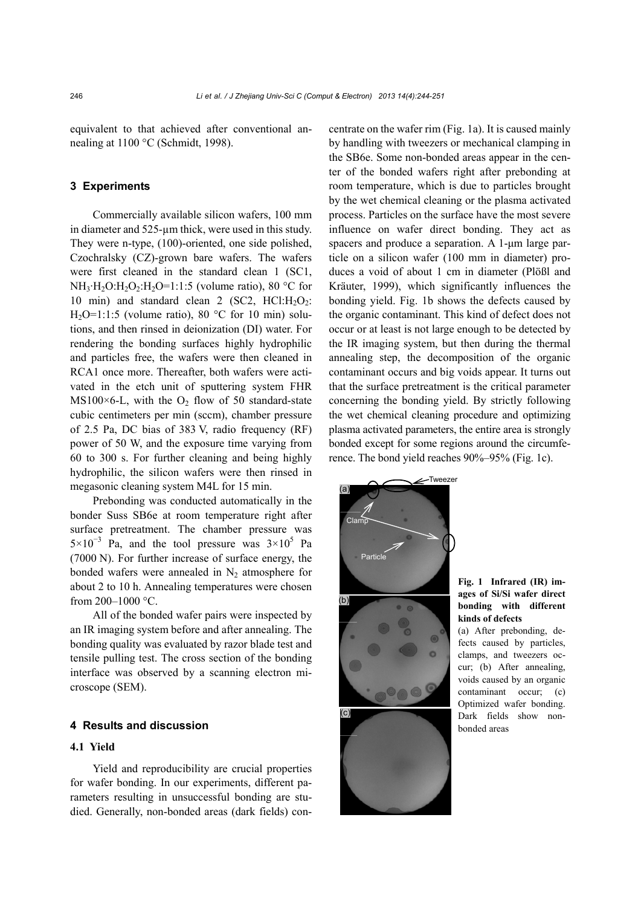equivalent to that achieved after conventional annealing at 1100 °C (Schmidt, 1998).

## 3 Experiments

Commercially available silicon wafers, 100 mm in diameter and 525-μm thick, were used in this study. They were n-type, (100)-oriented, one side polished, Czochralsky (CZ)-grown bare wafers. The wafers were first cleaned in the standard clean 1 (SC1, $NH_3{\cdot}H_2O$:$H_2O_2$:$H_2O$=1:1:5 (volume ratio), 80 °C for 10 min) and standard clean 2 (SC2, HCl:$H_2O_2$:$H_2O$=1:1:5 (volume ratio), 80 °C for 10 min) solutions, and then rinsed in deionization (DI) water. For rendering the bonding surfaces highly hydrophilic and particles free, the wafers were then cleaned in RCA1 once more. Thereafter, both wafers were activated in the etch unit of sputtering system FHR MS100×6-L, with the $O_2$ flow of 50 standard-state cubic centimeters per min (sccm), chamber pressure of 2.5 Pa, DC bias of 383 V, radio frequency (RF) power of 50 W, and the exposure time varying from 60 to 300 s. For further cleaning and being highly hydrophilic, the silicon wafers were then rinsed in megasonic cleaning system M4L for 15 min.

Prebonding was conducted automatically in the bonder Suss SB6e at room temperature right after surface pretreatment. The chamber pressure was $5\times10^{-3}$ Pa, and the tool pressure was $3\times10^{5}$ Pa (7000 N). For further increase of surface energy, the bonded wafers were annealed in $N_2$ atmosphere for about 2 to 10 h. Annealing temperatures were chosen from 200–1000 °C.

All of the bonded wafer pairs were inspected by an IR imaging system before and after annealing. The bonding quality was evaluated by razor blade test and tensile pulling test. The cross section of the bonding interface was observed by a scanning electron microscope (SEM).

## 4 Results and discussion

### 4.1 Yield

Yield and reproducibility are crucial properties for wafer bonding. In our experiments, different parameters resulting in unsuccessful bonding are studied. Generally, non-bonded areas (dark fields) concentrate on the wafer rim (Fig. 1a). It is caused mainly by handling with tweezers or mechanical clamping in the SB6e. Some non-bonded areas appear in the center of the bonded wafers right after prebonding at room temperature, which is due to particles brought by the wet chemical cleaning or the plasma activated process. Particles on the surface have the most severe influence on wafer direct bonding. They act as spacers and produce a separation. A 1-μm large particle on a silicon wafer (100 mm in diameter) produces a void of about 1 cm in diameter (Plößl and Kräuter, 1999), which significantly influences the bonding yield. Fig. 1b shows the defects caused by the organic contaminant. This kind of defect does not occur or at least is not large enough to be detected by the IR imaging system, but then during the thermal annealing step, the decomposition of the organic contaminant occurs and big voids appear. It turns out that the surface pretreatment is the critical parameter concerning the bonding yield. By strictly following the wet chemical cleaning procedure and optimizing plasma activated parameters, the entire area is strongly bonded except for some regions around the circumference. The bond yield reaches 90%–95% (Fig. 1c).

**Fig. 1 Infrared (IR) images of Si/Si wafer direct bonding with different kinds of defects**

(a) After prebonding, defects caused by particles, clamps, and tweezers occur; (b) After annealing, voids caused by an organic contaminant occur; (c) Optimized wafer bonding. Dark fields show non-bonded areas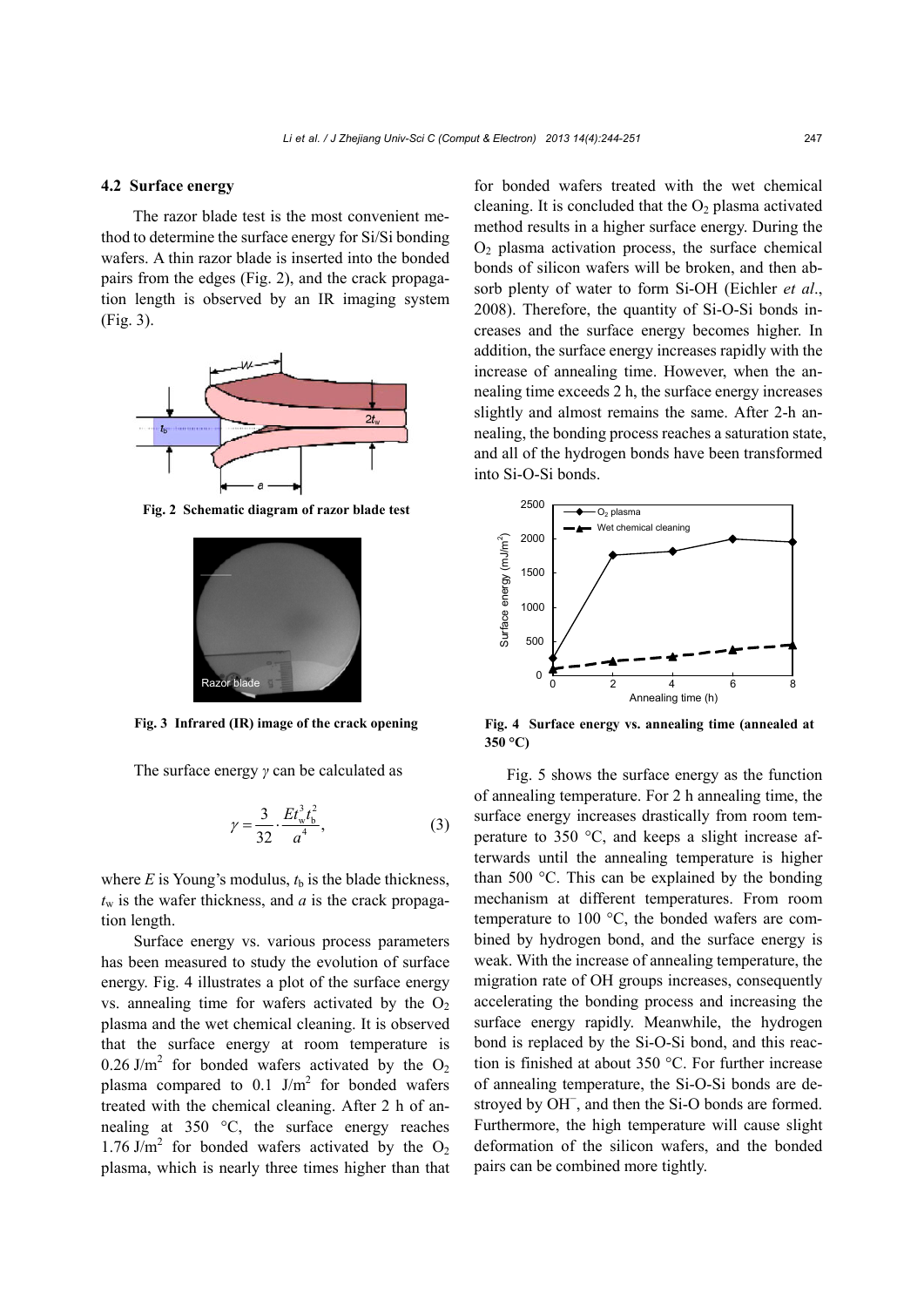### 4.2 Surface energy

The razor blade test is the most convenient method to determine the surface energy for Si/Si bonding wafers. A thin razor blade is inserted into the bonded pairs from the edges (Fig. 2), and the crack propagation length is observed by an IR imaging system (Fig. 3).

**Fig. 2 Schematic diagram of razor blade test**

**Fig. 3 Infrared (IR) image of the crack opening**

The surface energy $\gamma$ can be calculated as

$$\gamma = \frac{3}{32} \cdot \frac{E t_w^3 t_b^2}{a^4}, \tag{3}$$

where $E$ is Young's modulus, $t_b$ is the blade thickness, $t_w$ is the wafer thickness, and $a$ is the crack propagation length.

Surface energy vs. various process parameters has been measured to study the evolution of surface energy. Fig. 4 illustrates a plot of the surface energy vs. annealing time for wafers activated by the $O_2$ plasma and the wet chemical cleaning. It is observed that the surface energy at room temperature is 0.26 J/m$^2$ for bonded wafers activated by the $O_2$ plasma compared to 0.1 J/m$^2$ for bonded wafers treated with the chemical cleaning. After 2 h of annealing at 350 °C, the surface energy reaches 1.76 J/m$^2$ for bonded wafers activated by the $O_2$ plasma, which is nearly three times higher than that for bonded wafers treated with the wet chemical cleaning. It is concluded that the $O_2$ plasma activated method results in a higher surface energy. During the $O_2$ plasma activation process, the surface chemical bonds of silicon wafers will be broken, and then absorb plenty of water to form Si-OH (Eichler *et al*., 2008). Therefore, the quantity of Si-O-Si bonds increases and the surface energy becomes higher. In addition, the surface energy increases rapidly with the increase of annealing time. However, when the annealing time exceeds 2 h, the surface energy increases slightly and almost remains the same. After 2-h annealing, the bonding process reaches a saturation state, and all of the hydrogen bonds have been transformed into Si-O-Si bonds.

**Fig. 4 Surface energy vs. annealing time (annealed at 350 °C)**

Fig. 5 shows the surface energy as the function of annealing temperature. For 2 h annealing time, the surface energy increases drastically from room temperature to 350 °C, and keeps a slight increase afterwards until the annealing temperature is higher than 500 °C. This can be explained by the bonding mechanism at different temperatures. From room temperature to 100 °C, the bonded wafers are combined by hydrogen bond, and the surface energy is weak. With the increase of annealing temperature, the migration rate of OH groups increases, consequently accelerating the bonding process and increasing the surface energy rapidly. Meanwhile, the hydrogen bond is replaced by the Si-O-Si bond, and this reaction is finished at about 350 °C. For further increase of annealing temperature, the Si-O-Si bonds are destroyed by $OH^-$, and then the Si-O bonds are formed. Furthermore, the high temperature will cause slight deformation of the silicon wafers, and the bonded pairs can be combined more tightly.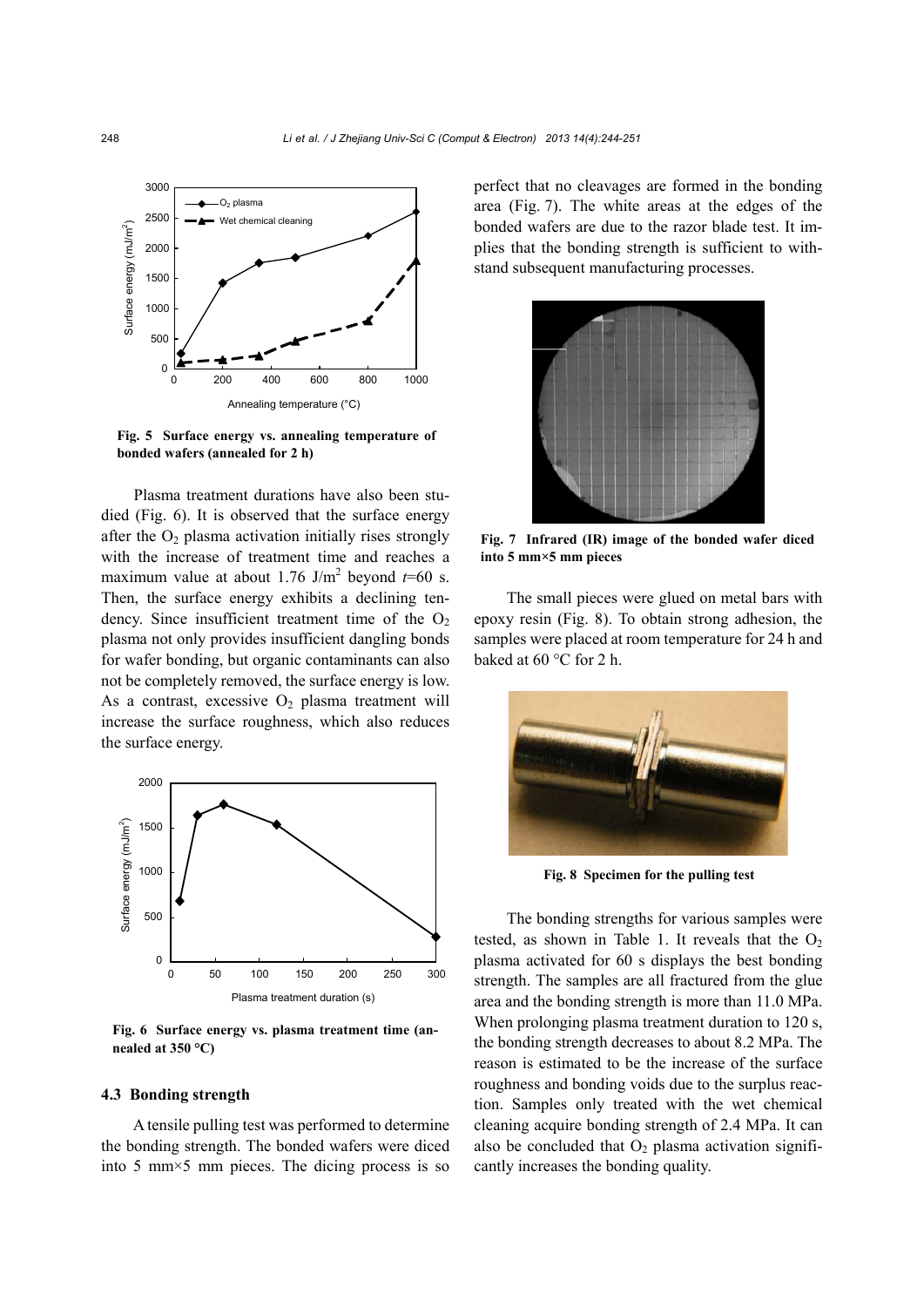Fig. 5 Surface energy vs. annealing temperature of bonded wafers (annealed for 2 h)

Plasma treatment durations have also been studied (Fig. 6). It is observed that the surface energy after the $O_2$ plasma activation initially rises strongly with the increase of treatment time and reaches a maximum value at about 1.76 J/m$^2$ beyond $t$=60 s. Then, the surface energy exhibits a declining tendency. Since insufficient treatment time of the $O_2$ plasma not only provides insufficient dangling bonds for wafer bonding, but organic contaminants can also not be completely removed, the surface energy is low. As a contrast, excessive $O_2$ plasma treatment will increase the surface roughness, which also reduces the surface energy.

Fig. 6 Surface energy vs. plasma treatment time (annealed at 350 °C)

### 4.3 Bonding strength

A tensile pulling test was performed to determine the bonding strength. The bonded wafers were diced into 5 mm×5 mm pieces. The dicing process is so perfect that no cleavages are formed in the bonding area (Fig. 7). The white areas at the edges of the bonded wafers are due to the razor blade test. It implies that the bonding strength is sufficient to withstand subsequent manufacturing processes.

Fig. 7 Infrared (IR) image of the bonded wafer diced into 5 mm×5 mm pieces

The small pieces were glued on metal bars with epoxy resin (Fig. 8). To obtain strong adhesion, the samples were placed at room temperature for 24 h and baked at 60 °C for 2 h.

Fig. 8 Specimen for the pulling test

The bonding strengths for various samples were tested, as shown in Table 1. It reveals that the $O_2$ plasma activated for 60 s displays the best bonding strength. The samples are all fractured from the glue area and the bonding strength is more than 11.0 MPa. When prolonging plasma treatment duration to 120 s, the bonding strength decreases to about 8.2 MPa. The reason is estimated to be the increase of the surface roughness and bonding voids due to the surplus reaction. Samples only treated with the wet chemical cleaning acquire bonding strength of 2.4 MPa. It can also be concluded that $O_2$ plasma activation significantly increases the bonding quality.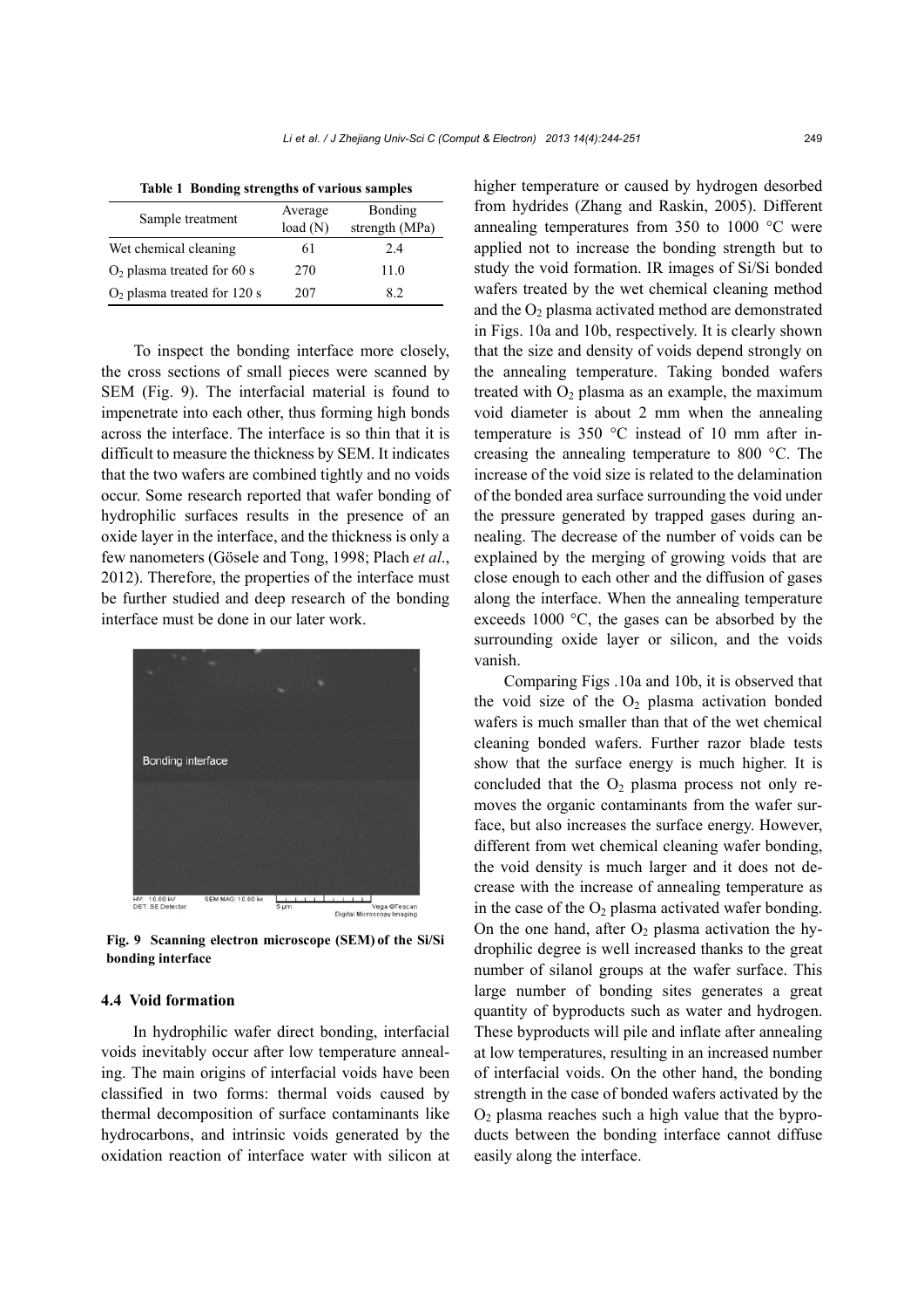**Table 1 Bonding strengths of various samples**

| Sample treatment | Average load (N) | Bonding strength (MPa) |
|---|---|---|
| Wet chemical cleaning | 61 | 2.4 |
| $O_2$ plasma treated for 60 s | 270 | 11.0 |
| $O_2$ plasma treated for 120 s | 207 | 8.2 |

To inspect the bonding interface more closely, the cross sections of small pieces were scanned by SEM (Fig. 9). The interfacial material is found to impenetrate into each other, thus forming high bonds across the interface. The interface is so thin that it is difficult to measure the thickness by SEM. It indicates that the two wafers are combined tightly and no voids occur. Some research reported that wafer bonding of hydrophilic surfaces results in the presence of an oxide layer in the interface, and the thickness is only a few nanometers (Gösele and Tong, 1998; Plach *et al.*, 2012). Therefore, the properties of the interface must be further studied and deep research of the bonding interface must be done in our later work.

**Fig. 9 Scanning electron microscope (SEM) of the Si/Si bonding interface**

### 4.4 Void formation

In hydrophilic wafer direct bonding, interfacial voids inevitably occur after low temperature annealing. The main origins of interfacial voids have been classified in two forms: thermal voids caused by thermal decomposition of surface contaminants like hydrocarbons, and intrinsic voids generated by the oxidation reaction of interface water with silicon at higher temperature or caused by hydrogen desorbed from hydrides (Zhang and Raskin, 2005). Different annealing temperatures from 350 to 1000 °C were applied not to increase the bonding strength but to study the void formation. IR images of Si/Si bonded wafers treated by the wet chemical cleaning method and the $O_2$ plasma activated method are demonstrated in Figs. 10a and 10b, respectively. It is clearly shown that the size and density of voids depend strongly on the annealing temperature. Taking bonded wafers treated with $O_2$ plasma as an example, the maximum void diameter is about 2 mm when the annealing temperature is 350 °C instead of 10 mm after increasing the annealing temperature to 800 °C. The increase of the void size is related to the delamination of the bonded area surface surrounding the void under the pressure generated by trapped gases during annealing. The decrease of the number of voids can be explained by the merging of growing voids that are close enough to each other and the diffusion of gases along the interface. When the annealing temperature exceeds 1000 °C, the gases can be absorbed by the surrounding oxide layer or silicon, and the voids vanish.

Comparing Figs .10a and 10b, it is observed that the void size of the $O_2$ plasma activation bonded wafers is much smaller than that of the wet chemical cleaning bonded wafers. Further razor blade tests show that the surface energy is much higher. It is concluded that the $O_2$ plasma process not only removes the organic contaminants from the wafer surface, but also increases the surface energy. However, different from wet chemical cleaning wafer bonding, the void density is much larger and it does not decrease with the increase of annealing temperature as in the case of the $O_2$ plasma activated wafer bonding. On the one hand, after $O_2$ plasma activation the hydrophilic degree is well increased thanks to the great number of silanol groups at the wafer surface. This large number of bonding sites generates a great quantity of byproducts such as water and hydrogen. These byproducts will pile and inflate after annealing at low temperatures, resulting in an increased number of interfacial voids. On the other hand, the bonding strength in the case of bonded wafers activated by the $O_2$ plasma reaches such a high value that the byproducts between the bonding interface cannot diffuse easily along the interface.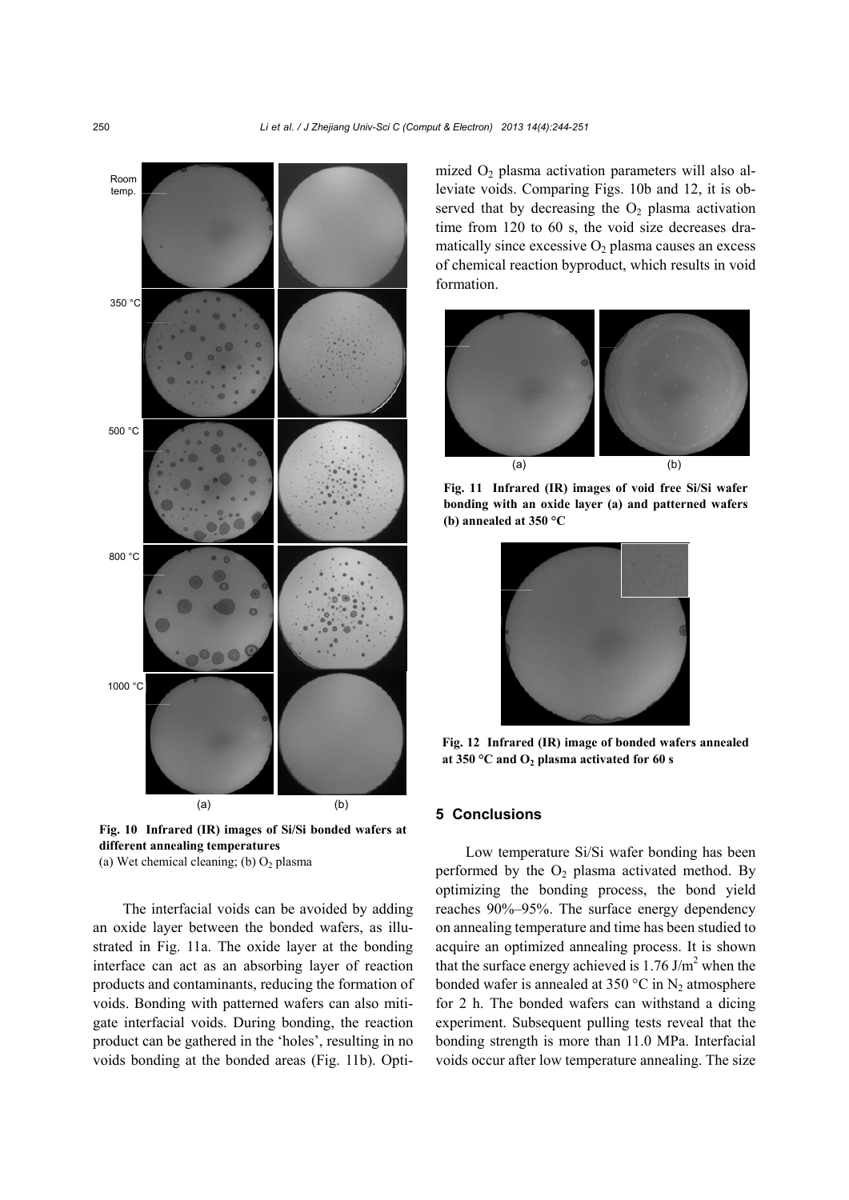Fig. 10 Infrared (IR) images of Si/Si bonded wafers at different annealing temperatures
(a) Wet chemical cleaning; (b) $O_2$ plasma

The interfacial voids can be avoided by adding an oxide layer between the bonded wafers, as illustrated in Fig. 11a. The oxide layer at the bonding interface can act as an absorbing layer of reaction products and contaminants, reducing the formation of voids. Bonding with patterned wafers can also mitigate interfacial voids. During bonding, the reaction product can be gathered in the 'holes', resulting in no voids bonding at the bonded areas (Fig. 11b). Optimized $O_2$ plasma activation parameters will also alleviate voids. Comparing Figs. 10b and 12, it is observed that by decreasing the $O_2$ plasma activation time from 120 to 60 s, the void size decreases dramatically since excessive $O_2$ plasma causes an excess of chemical reaction byproduct, which results in void formation.

**Fig. 11 Infrared (IR) images of void free Si/Si wafer bonding with an oxide layer (a) and patterned wafers (b) annealed at 350 °C**

**Fig. 12 Infrared (IR) image of bonded wafers annealed at 350 °C and $O_2$ plasma activated for 60 s**

## 5 Conclusions

Low temperature Si/Si wafer bonding has been performed by the $O_2$ plasma activated method. By optimizing the bonding process, the bond yield reaches 90%–95%. The surface energy dependency on annealing temperature and time has been studied to acquire an optimized annealing process. It is shown that the surface energy achieved is 1.76 J/m$^2$ when the bonded wafer is annealed at 350 °C in $N_2$ atmosphere for 2 h. The bonded wafers can withstand a dicing experiment. Subsequent pulling tests reveal that the bonding strength is more than 11.0 MPa. Interfacial voids occur after low temperature annealing. The size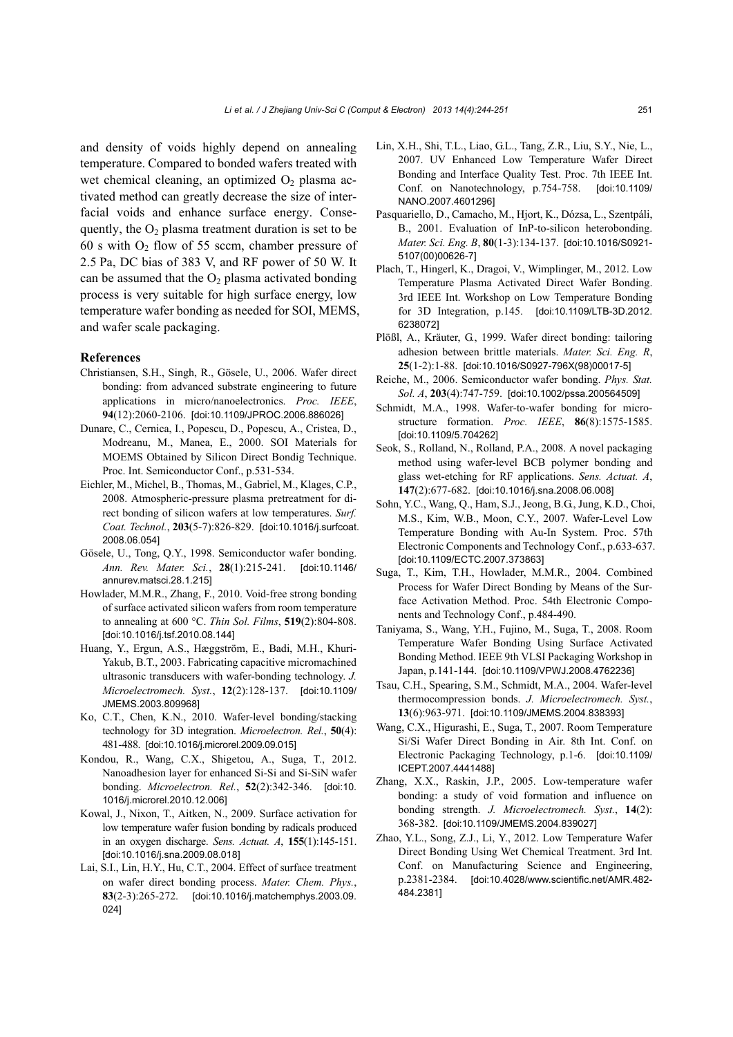and density of voids highly depend on annealing temperature. Compared to bonded wafers treated with wet chemical cleaning, an optimized $O_2$ plasma activated method can greatly decrease the size of interfacial voids and enhance surface energy. Consequently, the $O_2$ plasma treatment duration is set to be 60 s with $O_2$ flow of 55 sccm, chamber pressure of 2.5 Pa, DC bias of 383 V, and RF power of 50 W. It can be assumed that the $O_2$ plasma activated bonding process is very suitable for high surface energy, low temperature wafer bonding as needed for SOI, MEMS, and wafer scale packaging.

## References

Christiansen, S.H., Singh, R., Gösele, U., 2006. Wafer direct bonding: from advanced substrate engineering to future applications in micro/nanoelectronics. *Proc. IEEE*, **94**(12):2060-2106. [doi:10.1109/JPROC.2006.886026]

Dunare, C., Cernica, I., Popescu, D., Popescu, A., Cristea, D., Modreanu, M., Manea, E., 2000. SOI Materials for MOEMS Obtained by Silicon Direct Bondig Technique. Proc. Int. Semiconductor Conf., p.531-534.

Eichler, M., Michel, B., Thomas, M., Gabriel, M., Klages, C.P., 2008. Atmospheric-pressure plasma pretreatment for direct bonding of silicon wafers at low temperatures. *Surf. Coat. Technol.*, **203**(5-7):826-829. [doi:10.1016/j.surfcoat.2008.06.054]

Gösele, U., Tong, Q.Y., 1998. Semiconductor wafer bonding. *Ann. Rev. Mater. Sci.*, **28**(1):215-241. [doi:10.1146/annurev.matsci.28.1.215]

Howlader, M.M.R., Zhang, F., 2010. Void-free strong bonding of surface activated silicon wafers from room temperature to annealing at 600 °C. *Thin Sol. Films*, **519**(2):804-808. [doi:10.1016/j.tsf.2010.08.144]

Huang, Y., Ergun, A.S., Hæggström, E., Badi, M.H., Khuri-Yakub, B.T., 2003. Fabricating capacitive micromachined ultrasonic transducers with wafer-bonding technology. *J. Microelectromech. Syst.*, **12**(2):128-137. [doi:10.1109/JMEMS.2003.809968]

Ko, C.T., Chen, K.N., 2010. Wafer-level bonding/stacking technology for 3D integration. *Microelectron. Rel.*, **50**(4):481-488. [doi:10.1016/j.microrel.2009.09.015]

Kondou, R., Wang, C.X., Shigetou, A., Suga, T., 2012. Nanoadhesion layer for enhanced Si-Si and Si-SiN wafer bonding. *Microelectron. Rel.*, **52**(2):342-346. [doi:10.1016/j.microrel.2010.12.006]

Kowal, J., Nixon, T., Aitken, N., 2009. Surface activation for low temperature wafer fusion bonding by radicals produced in an oxygen discharge. *Sens. Actuat. A*, **155**(1):145-151. [doi:10.1016/j.sna.2009.08.018]

Lai, S.I., Lin, H.Y., Hu, C.T., 2004. Effect of surface treatment on wafer direct bonding process. *Mater. Chem. Phys.*, **83**(2-3):265-272. [doi:10.1016/j.matchemphys.2003.09.024]

Lin, X.H., Shi, T.L., Liao, G.L., Tang, Z.R., Liu, S.Y., Nie, L., 2007. UV Enhanced Low Temperature Wafer Direct Bonding and Interface Quality Test. Proc. 7th IEEE Int. Conf. on Nanotechnology, p.754-758. [doi:10.1109/NANO.2007.4601296]

Pasquariello, D., Camacho, M., Hjort, K., Dózsa, L., Szentpáli, B., 2001. Evaluation of InP-to-silicon heterobonding. *Mater. Sci. Eng. B*, **80**(1-3):134-137. [doi:10.1016/S0921-5107(00)00626-7]

Plach, T., Hingerl, K., Dragoi, V., Wimplinger, M., 2012. Low Temperature Plasma Activated Direct Wafer Bonding. 3rd IEEE Int. Workshop on Low Temperature Bonding for 3D Integration, p.145. [doi:10.1109/LTB-3D.2012.6238072]

Plößl, A., Kräuter, G., 1999. Wafer direct bonding: tailoring adhesion between brittle materials. *Mater. Sci. Eng. R*, **25**(1-2):1-88. [doi:10.1016/S0927-796X(98)00017-5]

Reiche, M., 2006. Semiconductor wafer bonding. *Phys. Stat. Sol. A*, **203**(4):747-759. [doi:10.1002/pssa.200564509]

Schmidt, M.A., 1998. Wafer-to-wafer bonding for microstructure formation. *Proc. IEEE*, **86**(8):1575-1585. [doi:10.1109/5.704262]

Seok, S., Rolland, N., Rolland, P.A., 2008. A novel packaging method using wafer-level BCB polymer bonding and glass wet-etching for RF applications. *Sens. Actuat. A*, **147**(2):677-682. [doi:10.1016/j.sna.2008.06.008]

Sohn, Y.C., Wang, Q., Ham, S.J., Jeong, B.G., Jung, K.D., Choi, M.S., Kim, W.B., Moon, C.Y., 2007. Wafer-Level Low Temperature Bonding with Au-In System. Proc. 57th Electronic Components and Technology Conf., p.633-637. [doi:10.1109/ECTC.2007.373863]

Suga, T., Kim, T.H., Howlader, M.M.R., 2004. Combined Process for Wafer Direct Bonding by Means of the Surface Activation Method. Proc. 54th Electronic Components and Technology Conf., p.484-490.

Taniyama, S., Wang, Y.H., Fujino, M., Suga, T., 2008. Room Temperature Wafer Bonding Using Surface Activated Bonding Method. IEEE 9th VLSI Packaging Workshop in Japan, p.141-144. [doi:10.1109/VPWJ.2008.4762236]

Tsau, C.H., Spearing, S.M., Schmidt, M.A., 2004. Wafer-level thermocompression bonds. *J. Microelectromech. Syst.*, **13**(6):963-971. [doi:10.1109/JMEMS.2004.838393]

Wang, C.X., Higurashi, E., Suga, T., 2007. Room Temperature Si/Si Wafer Direct Bonding in Air. 8th Int. Conf. on Electronic Packaging Technology, p.1-6. [doi:10.1109/ICEPT.2007.4441488]

Zhang, X.X., Raskin, J.P., 2005. Low-temperature wafer bonding: a study of void formation and influence on bonding strength. *J. Microelectromech. Syst.*, **14**(2):368-382. [doi:10.1109/JMEMS.2004.839027]

Zhao, Y.L., Song, Z.J., Li, Y., 2012. Low Temperature Wafer Direct Bonding Using Wet Chemical Treatment. 3rd Int. Conf. on Manufacturing Science and Engineering, p.2381-2384. [doi:10.4028/www.scientific.net/AMR.482-484.2381]